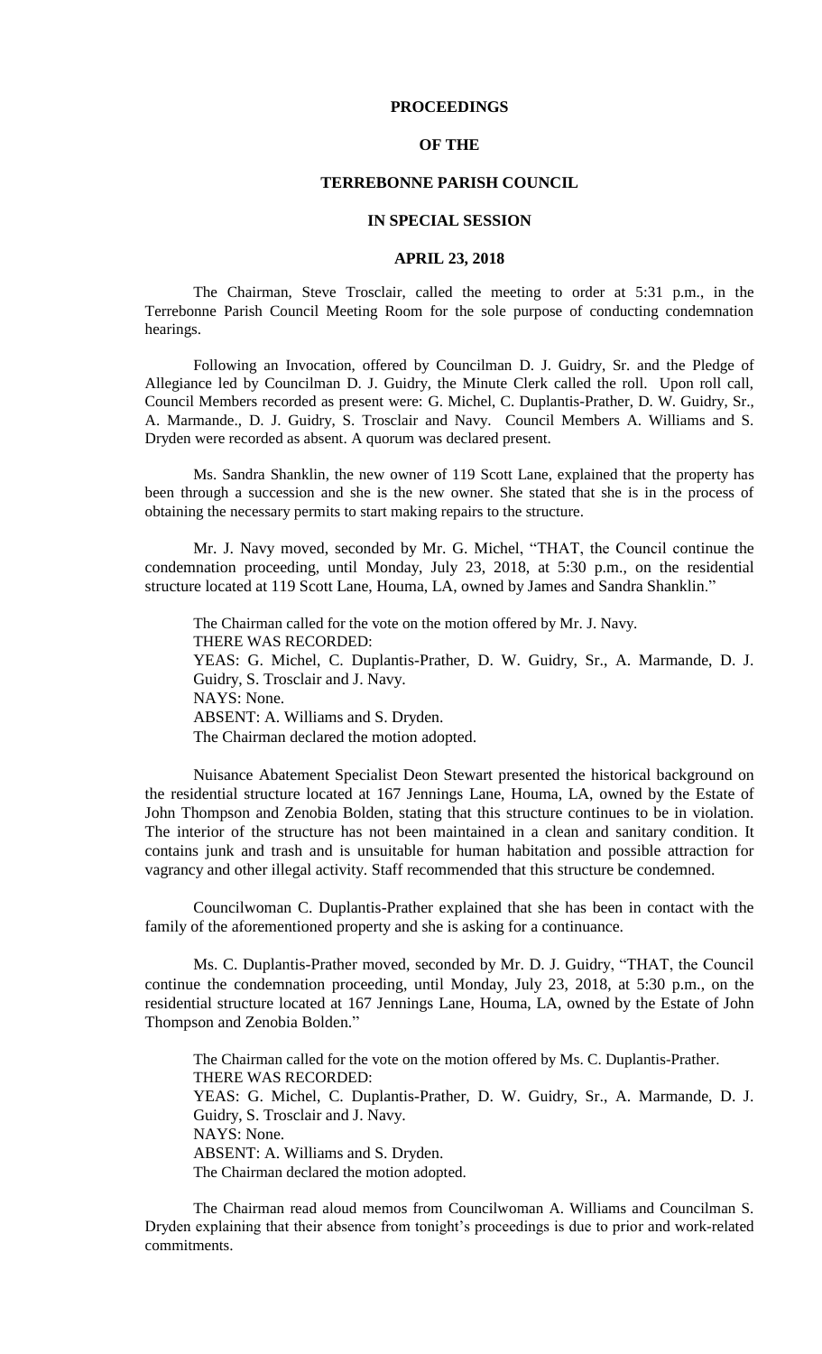# PROCEEDINGS

# OF THE

# TERREBONNE PARISH COUNCIL

# IN SPECIAL SESSION

# APRIL 23, 2018

The Chairman, Steve Trosclair, called the meeting to order at 5:31 p.m., in the Terrebonne Parish Council Meeting Room for the sole purpose of conducting condemnation hearings.

Following an Invocation, offered by Councilman D. J. Guidry, Sr. and the Pledge of Allegiance led by Councilman D. J. Guidry, the Minute Clerk called the roll. Upon roll call, Council Members recorded as present were: G. Michel, C. Duplantis-Prather, D. W. Guidry, Sr., A. Marmande., D. J. Guidry, S. Trosclair and Navy. Council Members A. Williams and S. Dryden were recorded as absent. A quorum was declared present.

Ms. Sandra Shanklin, the new owner of 119 Scott Lane, explained that the property has been through a succession and she is the new owner. She stated that she is in the process of obtaining the necessary permits to start making repairs to the structure.

Mr. J. Navy moved, seconded by Mr. G. Michel, "THAT, the Council continue the condemnation proceeding, until Monday, July 23, 2018, at 5:30 p.m., on the residential structure located at 119 Scott Lane, Houma, LA, owned by James and Sandra Shanklin."

The Chairman called for the vote on the motion offered by Mr. J. Navy.
THERE WAS RECORDED:
YEAS: G. Michel, C. Duplantis-Prather, D. W. Guidry, Sr., A. Marmande, D. J. Guidry, S. Trosclair and J. Navy.
NAYS: None.
ABSENT: A. Williams and S. Dryden.
The Chairman declared the motion adopted.

Nuisance Abatement Specialist Deon Stewart presented the historical background on the residential structure located at 167 Jennings Lane, Houma, LA, owned by the Estate of John Thompson and Zenobia Bolden, stating that this structure continues to be in violation. The interior of the structure has not been maintained in a clean and sanitary condition. It contains junk and trash and is unsuitable for human habitation and possible attraction for vagrancy and other illegal activity. Staff recommended that this structure be condemned.

Councilwoman C. Duplantis-Prather explained that she has been in contact with the family of the aforementioned property and she is asking for a continuance.

Ms. C. Duplantis-Prather moved, seconded by Mr. D. J. Guidry, "THAT, the Council continue the condemnation proceeding, until Monday, July 23, 2018, at 5:30 p.m., on the residential structure located at 167 Jennings Lane, Houma, LA, owned by the Estate of John Thompson and Zenobia Bolden."

The Chairman called for the vote on the motion offered by Ms. C. Duplantis-Prather.
THERE WAS RECORDED:
YEAS: G. Michel, C. Duplantis-Prather, D. W. Guidry, Sr., A. Marmande, D. J. Guidry, S. Trosclair and J. Navy.
NAYS: None.
ABSENT: A. Williams and S. Dryden.
The Chairman declared the motion adopted.

The Chairman read aloud memos from Councilwoman A. Williams and Councilman S. Dryden explaining that their absence from tonight's proceedings is due to prior and work-related commitments.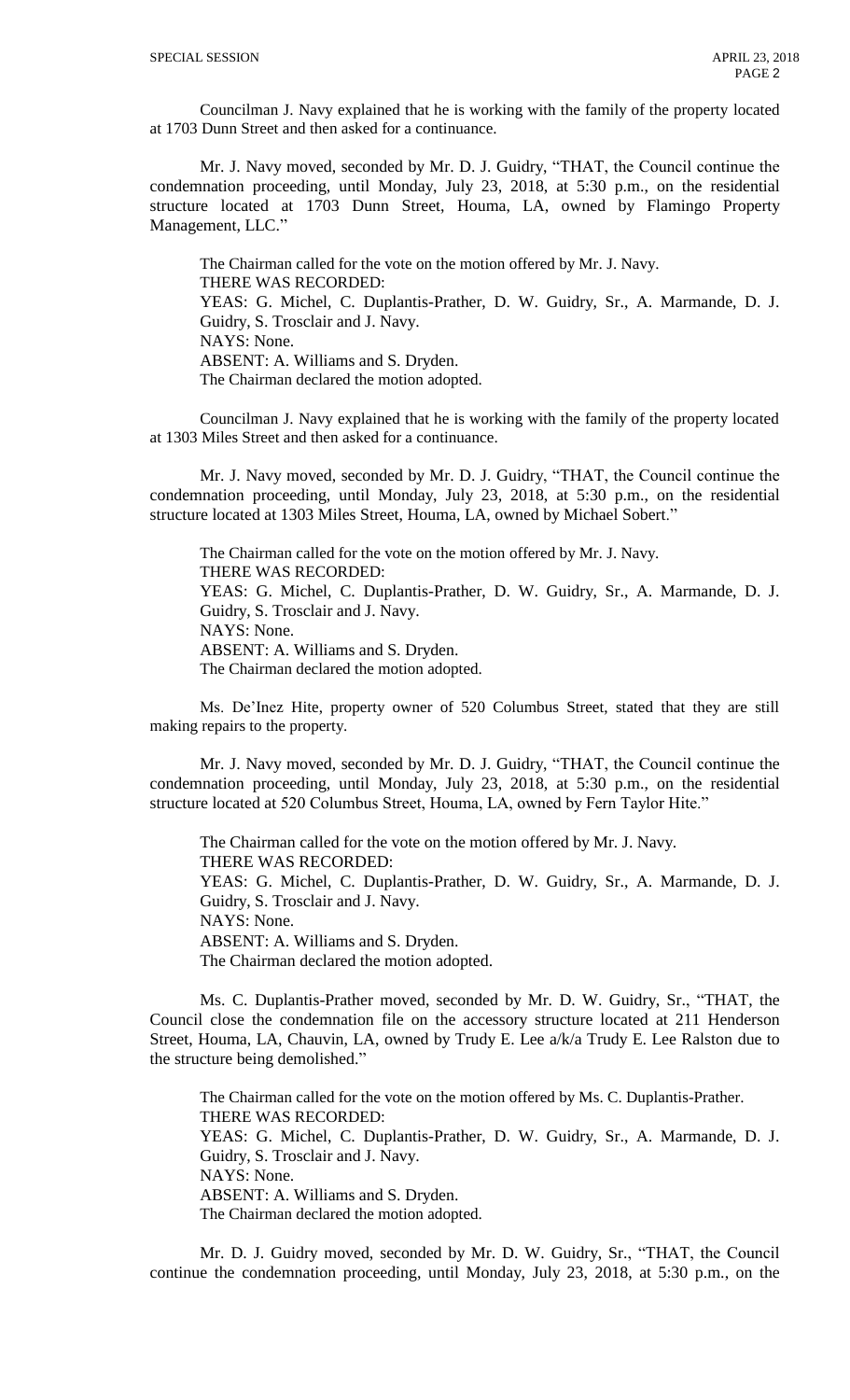Councilman J. Navy explained that he is working with the family of the property located at 1703 Dunn Street and then asked for a continuance.

Mr. J. Navy moved, seconded by Mr. D. J. Guidry, "THAT, the Council continue the condemnation proceeding, until Monday, July 23, 2018, at 5:30 p.m., on the residential structure located at 1703 Dunn Street, Houma, LA, owned by Flamingo Property Management, LLC."

The Chairman called for the vote on the motion offered by Mr. J. Navy.
THERE WAS RECORDED:
YEAS: G. Michel, C. Duplantis-Prather, D. W. Guidry, Sr., A. Marmande, D. J. Guidry, S. Trosclair and J. Navy.
NAYS: None.
ABSENT: A. Williams and S. Dryden.
The Chairman declared the motion adopted.

Councilman J. Navy explained that he is working with the family of the property located at 1303 Miles Street and then asked for a continuance.

Mr. J. Navy moved, seconded by Mr. D. J. Guidry, "THAT, the Council continue the condemnation proceeding, until Monday, July 23, 2018, at 5:30 p.m., on the residential structure located at 1303 Miles Street, Houma, LA, owned by Michael Sobert."

The Chairman called for the vote on the motion offered by Mr. J. Navy.
THERE WAS RECORDED:
YEAS: G. Michel, C. Duplantis-Prather, D. W. Guidry, Sr., A. Marmande, D. J. Guidry, S. Trosclair and J. Navy.
NAYS: None.
ABSENT: A. Williams and S. Dryden.
The Chairman declared the motion adopted.

Ms. De'Inez Hite, property owner of 520 Columbus Street, stated that they are still making repairs to the property.

Mr. J. Navy moved, seconded by Mr. D. J. Guidry, "THAT, the Council continue the condemnation proceeding, until Monday, July 23, 2018, at 5:30 p.m., on the residential structure located at 520 Columbus Street, Houma, LA, owned by Fern Taylor Hite."

The Chairman called for the vote on the motion offered by Mr. J. Navy.
THERE WAS RECORDED:
YEAS: G. Michel, C. Duplantis-Prather, D. W. Guidry, Sr., A. Marmande, D. J. Guidry, S. Trosclair and J. Navy.
NAYS: None.
ABSENT: A. Williams and S. Dryden.
The Chairman declared the motion adopted.

Ms. C. Duplantis-Prather moved, seconded by Mr. D. W. Guidry, Sr., "THAT, the Council close the condemnation file on the accessory structure located at 211 Henderson Street, Houma, LA, Chauvin, LA, owned by Trudy E. Lee a/k/a Trudy E. Lee Ralston due to the structure being demolished."

The Chairman called for the vote on the motion offered by Ms. C. Duplantis-Prather.
THERE WAS RECORDED:
YEAS: G. Michel, C. Duplantis-Prather, D. W. Guidry, Sr., A. Marmande, D. J. Guidry, S. Trosclair and J. Navy.
NAYS: None.
ABSENT: A. Williams and S. Dryden.
The Chairman declared the motion adopted.

Mr. D. J. Guidry moved, seconded by Mr. D. W. Guidry, Sr., "THAT, the Council continue the condemnation proceeding, until Monday, July 23, 2018, at 5:30 p.m., on the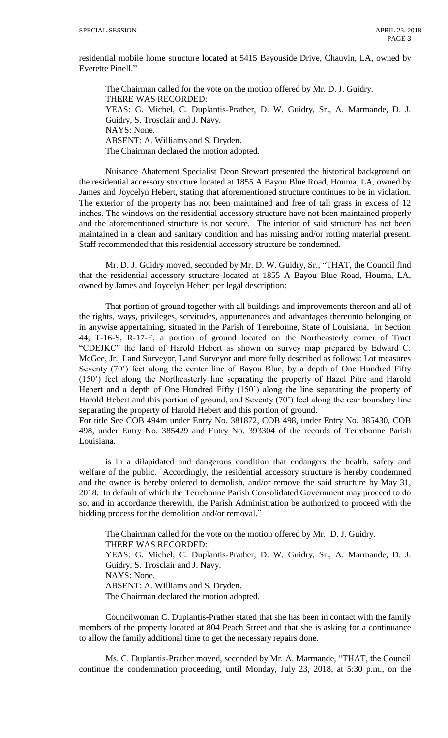residential mobile home structure located at 5415 Bayouside Drive, Chauvin, LA, owned by Everette Pinell."

The Chairman called for the vote on the motion offered by Mr. D. J. Guidry.
THERE WAS RECORDED:
YEAS: G. Michel, C. Duplantis-Prather, D. W. Guidry, Sr., A. Marmande, D. J. Guidry, S. Trosclair and J. Navy.
NAYS: None.
ABSENT: A. Williams and S. Dryden.
The Chairman declared the motion adopted.

Nuisance Abatement Specialist Deon Stewart presented the historical background on the residential accessory structure located at 1855 A Bayou Blue Road, Houma, LA, owned by James and Joycelyn Hebert, stating that aforementioned structure continues to be in violation. The exterior of the property has not been maintained and free of tall grass in excess of 12 inches. The windows on the residential accessory structure have not been maintained properly and the aforementioned structure is not secure. The interior of said structure has not been maintained in a clean and sanitary condition and has missing and/or rotting material present. Staff recommended that this residential accessory structure be condemned.

Mr. D. J. Guidry moved, seconded by Mr. D. W. Guidry, Sr., "THAT, the Council find that the residential accessory structure located at 1855 A Bayou Blue Road, Houma, LA, owned by James and Joycelyn Hebert per legal description:

That portion of ground together with all buildings and improvements thereon and all of the rights, ways, privileges, servitudes, appurtenances and advantages thereunto belonging or in anywise appertaining, situated in the Parish of Terrebonne, State of Louisiana, in Section 44, T-16-S, R-17-E, a portion of ground located on the Northeasterly corner of Tract "CDEJKC" the land of Harold Hebert as shown on survey map prepared by Edward C. McGee, Jr., Land Surveyor, Land Surveyor and more fully described as follows: Lot measures Seventy (70') feet along the center line of Bayou Blue, by a depth of One Hundred Fifty (150') feel along the Northeasterly line separating the property of Hazel Pitre and Harold Hebert and a depth of One Hundred Fifty (150') along the line separating the property of Harold Hebert and this portion of ground, and Seventy (70') feel along the rear boundary line separating the property of Harold Hebert and this portion of ground.
For title See COB 494m under Entry No. 381872, COB 498, under Entry No. 385430, COB 498, under Entry No. 385429 and Entry No. 393304 of the records of Terrebonne Parish Louisiana.

is in a dilapidated and dangerous condition that endangers the health, safety and welfare of the public. Accordingly, the residential accessory structure is hereby condemned and the owner is hereby ordered to demolish, and/or remove the said structure by May 31, 2018. In default of which the Terrebonne Parish Consolidated Government may proceed to do so, and in accordance therewith, the Parish Administration be authorized to proceed with the bidding process for the demolition and/or removal."

The Chairman called for the vote on the motion offered by Mr. D. J. Guidry.
THERE WAS RECORDED:
YEAS: G. Michel, C. Duplantis-Prather, D. W. Guidry, Sr., A. Marmande, D. J. Guidry, S. Trosclair and J. Navy.
NAYS: None.
ABSENT: A. Williams and S. Dryden.
The Chairman declared the motion adopted.

Councilwoman C. Duplantis-Prather stated that she has been in contact with the family members of the property located at 804 Peach Street and that she is asking for a continuance to allow the family additional time to get the necessary repairs done.

Ms. C. Duplantis-Prather moved, seconded by Mr. A. Marmande, "THAT, the Council continue the condemnation proceeding, until Monday, July 23, 2018, at 5:30 p.m., on the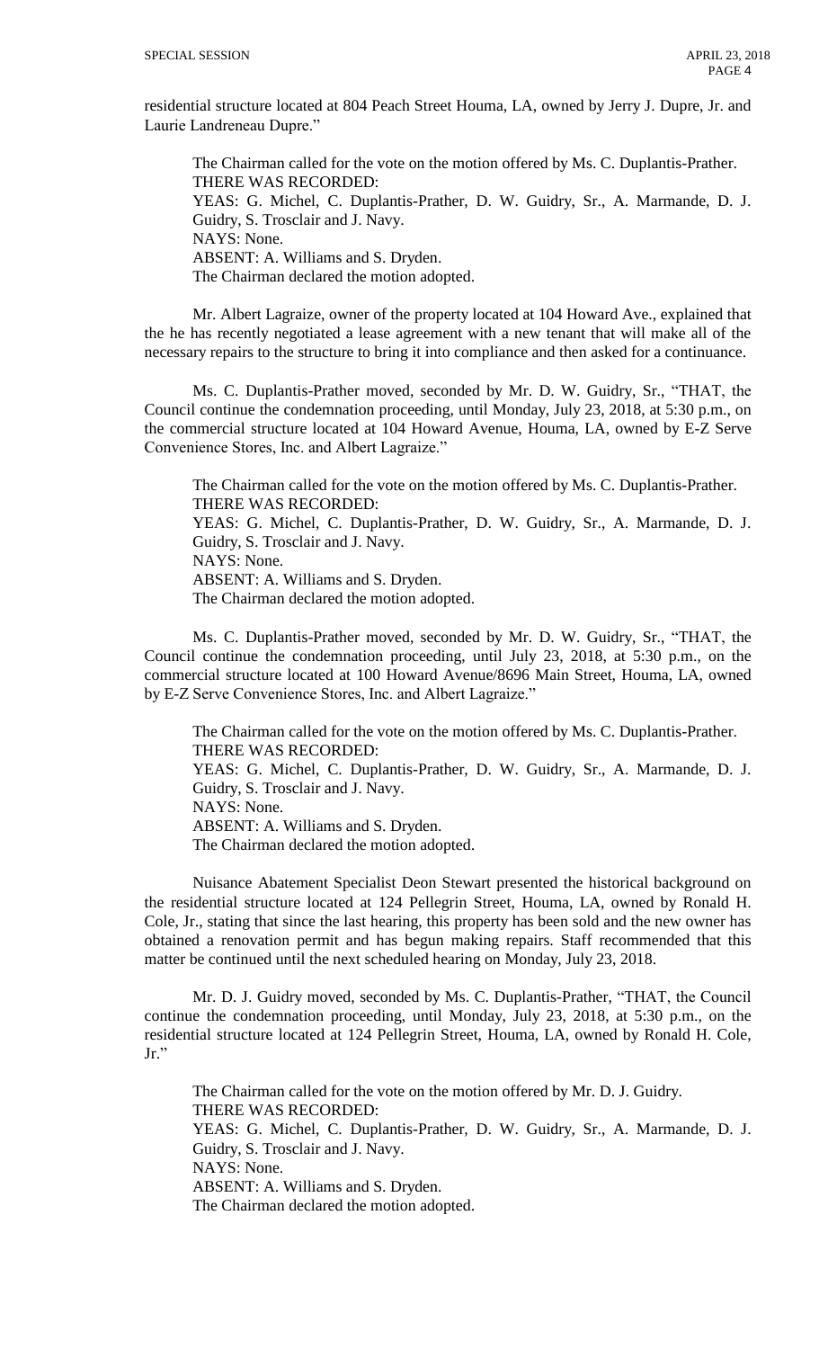residential structure located at 804 Peach Street Houma, LA, owned by Jerry J. Dupre, Jr. and Laurie Landreneau Dupre."

The Chairman called for the vote on the motion offered by Ms. C. Duplantis-Prather.
THERE WAS RECORDED:
YEAS: G. Michel, C. Duplantis-Prather, D. W. Guidry, Sr., A. Marmande, D. J. Guidry, S. Trosclair and J. Navy.
NAYS: None.
ABSENT: A. Williams and S. Dryden.
The Chairman declared the motion adopted.

Mr. Albert Lagraize, owner of the property located at 104 Howard Ave., explained that the he has recently negotiated a lease agreement with a new tenant that will make all of the necessary repairs to the structure to bring it into compliance and then asked for a continuance.

Ms. C. Duplantis-Prather moved, seconded by Mr. D. W. Guidry, Sr., "THAT, the Council continue the condemnation proceeding, until Monday, July 23, 2018, at 5:30 p.m., on the commercial structure located at 104 Howard Avenue, Houma, LA, owned by E-Z Serve Convenience Stores, Inc. and Albert Lagraize."

The Chairman called for the vote on the motion offered by Ms. C. Duplantis-Prather.
THERE WAS RECORDED:
YEAS: G. Michel, C. Duplantis-Prather, D. W. Guidry, Sr., A. Marmande, D. J. Guidry, S. Trosclair and J. Navy.
NAYS: None.
ABSENT: A. Williams and S. Dryden.
The Chairman declared the motion adopted.

Ms. C. Duplantis-Prather moved, seconded by Mr. D. W. Guidry, Sr., "THAT, the Council continue the condemnation proceeding, until July 23, 2018, at 5:30 p.m., on the commercial structure located at 100 Howard Avenue/8696 Main Street, Houma, LA, owned by E-Z Serve Convenience Stores, Inc. and Albert Lagraize."

The Chairman called for the vote on the motion offered by Ms. C. Duplantis-Prather.
THERE WAS RECORDED:
YEAS: G. Michel, C. Duplantis-Prather, D. W. Guidry, Sr., A. Marmande, D. J. Guidry, S. Trosclair and J. Navy.
NAYS: None.
ABSENT: A. Williams and S. Dryden.
The Chairman declared the motion adopted.

Nuisance Abatement Specialist Deon Stewart presented the historical background on the residential structure located at 124 Pellegrin Street, Houma, LA, owned by Ronald H. Cole, Jr., stating that since the last hearing, this property has been sold and the new owner has obtained a renovation permit and has begun making repairs. Staff recommended that this matter be continued until the next scheduled hearing on Monday, July 23, 2018.

Mr. D. J. Guidry moved, seconded by Ms. C. Duplantis-Prather, "THAT, the Council continue the condemnation proceeding, until Monday, July 23, 2018, at 5:30 p.m., on the residential structure located at 124 Pellegrin Street, Houma, LA, owned by Ronald H. Cole, Jr."

The Chairman called for the vote on the motion offered by Mr. D. J. Guidry.
THERE WAS RECORDED:
YEAS: G. Michel, C. Duplantis-Prather, D. W. Guidry, Sr., A. Marmande, D. J. Guidry, S. Trosclair and J. Navy.
NAYS: None.
ABSENT: A. Williams and S. Dryden.
The Chairman declared the motion adopted.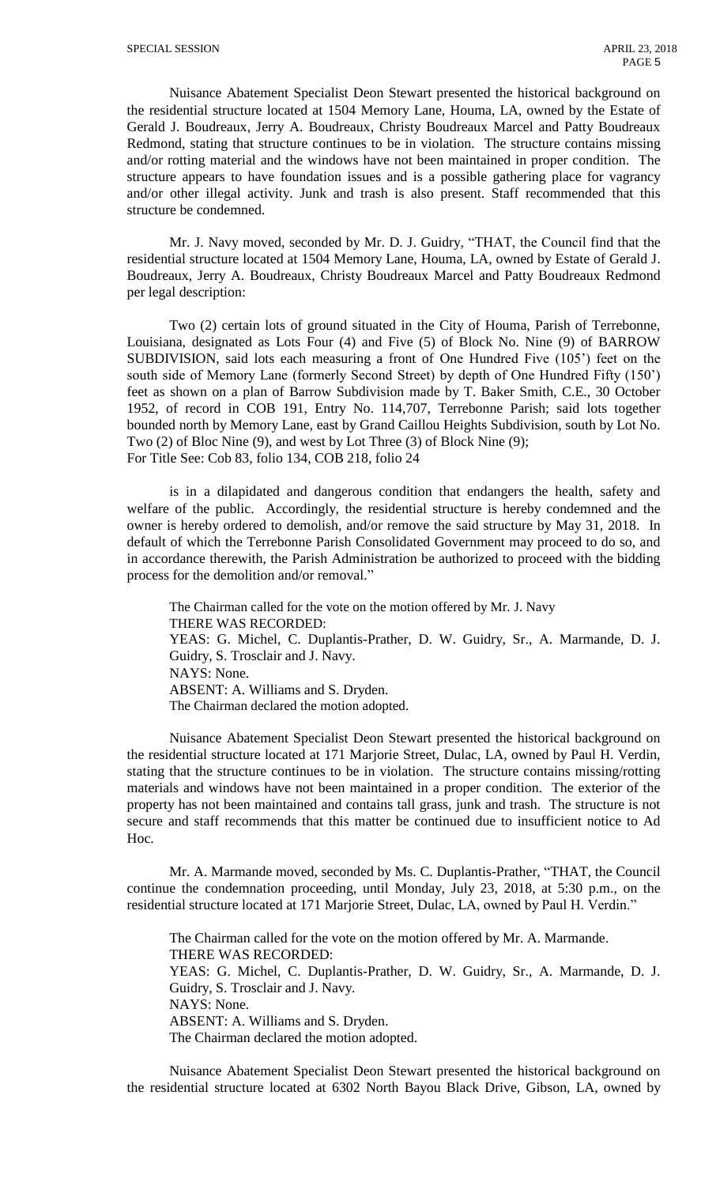Nuisance Abatement Specialist Deon Stewart presented the historical background on the residential structure located at 1504 Memory Lane, Houma, LA, owned by the Estate of Gerald J. Boudreaux, Jerry A. Boudreaux, Christy Boudreaux Marcel and Patty Boudreaux Redmond, stating that structure continues to be in violation. The structure contains missing and/or rotting material and the windows have not been maintained in proper condition. The structure appears to have foundation issues and is a possible gathering place for vagrancy and/or other illegal activity. Junk and trash is also present. Staff recommended that this structure be condemned.

Mr. J. Navy moved, seconded by Mr. D. J. Guidry, "THAT, the Council find that the residential structure located at 1504 Memory Lane, Houma, LA, owned by Estate of Gerald J. Boudreaux, Jerry A. Boudreaux, Christy Boudreaux Marcel and Patty Boudreaux Redmond per legal description:

Two (2) certain lots of ground situated in the City of Houma, Parish of Terrebonne, Louisiana, designated as Lots Four (4) and Five (5) of Block No. Nine (9) of BARROW SUBDIVISION, said lots each measuring a front of One Hundred Five (105') feet on the south side of Memory Lane (formerly Second Street) by depth of One Hundred Fifty (150') feet as shown on a plan of Barrow Subdivision made by T. Baker Smith, C.E., 30 October 1952, of record in COB 191, Entry No. 114,707, Terrebonne Parish; said lots together bounded north by Memory Lane, east by Grand Caillou Heights Subdivision, south by Lot No. Two (2) of Bloc Nine (9), and west by Lot Three (3) of Block Nine (9);
For Title See: Cob 83, folio 134, COB 218, folio 24

is in a dilapidated and dangerous condition that endangers the health, safety and welfare of the public. Accordingly, the residential structure is hereby condemned and the owner is hereby ordered to demolish, and/or remove the said structure by May 31, 2018. In default of which the Terrebonne Parish Consolidated Government may proceed to do so, and in accordance therewith, the Parish Administration be authorized to proceed with the bidding process for the demolition and/or removal."

The Chairman called for the vote on the motion offered by Mr. J. Navy
THERE WAS RECORDED:
YEAS: G. Michel, C. Duplantis-Prather, D. W. Guidry, Sr., A. Marmande, D. J. Guidry, S. Trosclair and J. Navy.
NAYS: None.
ABSENT: A. Williams and S. Dryden.
The Chairman declared the motion adopted.

Nuisance Abatement Specialist Deon Stewart presented the historical background on the residential structure located at 171 Marjorie Street, Dulac, LA, owned by Paul H. Verdin, stating that the structure continues to be in violation. The structure contains missing/rotting materials and windows have not been maintained in a proper condition. The exterior of the property has not been maintained and contains tall grass, junk and trash. The structure is not secure and staff recommends that this matter be continued due to insufficient notice to Ad Hoc.

Mr. A. Marmande moved, seconded by Ms. C. Duplantis-Prather, "THAT, the Council continue the condemnation proceeding, until Monday, July 23, 2018, at 5:30 p.m., on the residential structure located at 171 Marjorie Street, Dulac, LA, owned by Paul H. Verdin."

The Chairman called for the vote on the motion offered by Mr. A. Marmande.
THERE WAS RECORDED:
YEAS: G. Michel, C. Duplantis-Prather, D. W. Guidry, Sr., A. Marmande, D. J. Guidry, S. Trosclair and J. Navy.
NAYS: None.
ABSENT: A. Williams and S. Dryden.
The Chairman declared the motion adopted.

Nuisance Abatement Specialist Deon Stewart presented the historical background on the residential structure located at 6302 North Bayou Black Drive, Gibson, LA, owned by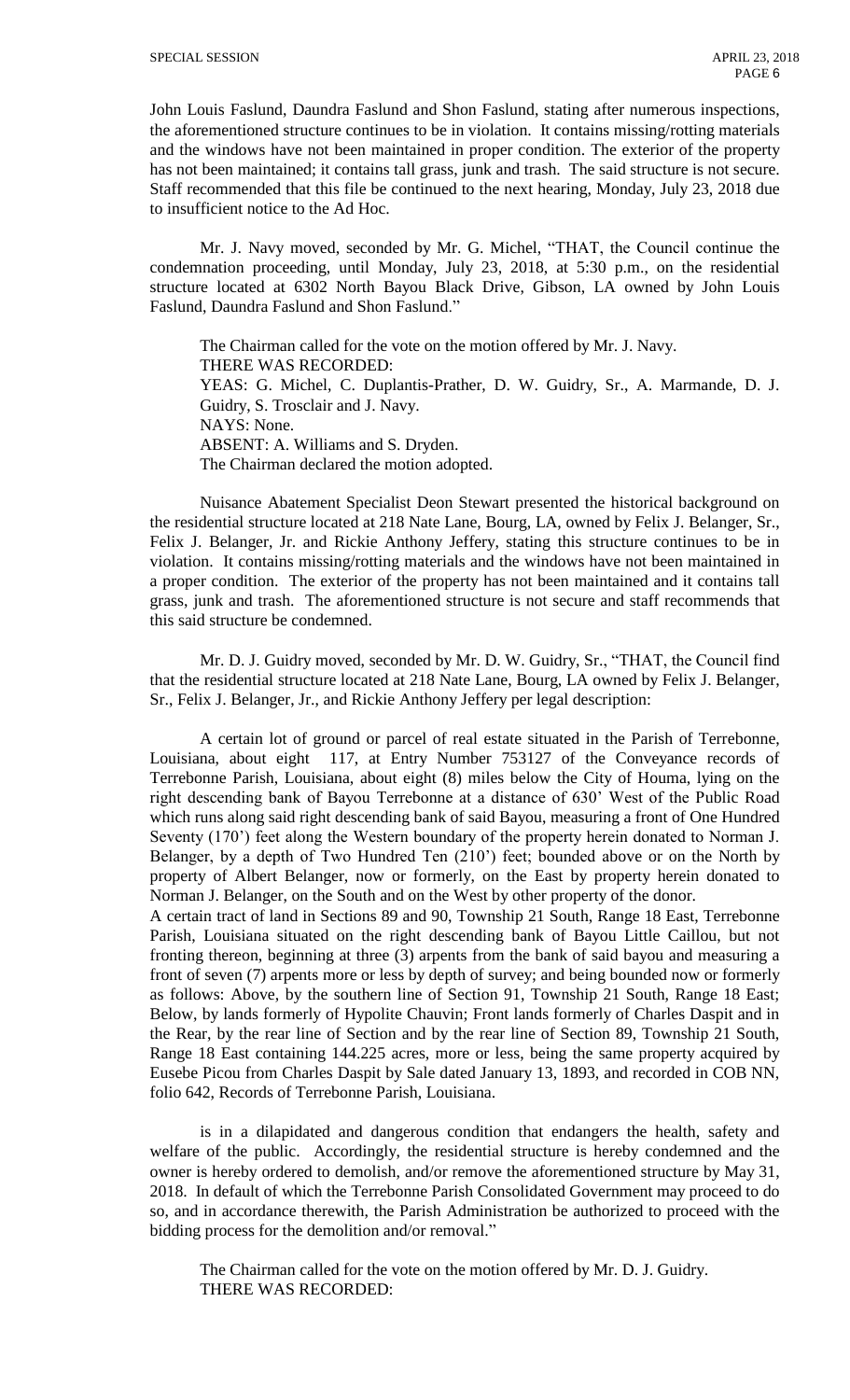John Louis Faslund, Daundra Faslund and Shon Faslund, stating after numerous inspections, the aforementioned structure continues to be in violation. It contains missing/rotting materials and the windows have not been maintained in proper condition. The exterior of the property has not been maintained; it contains tall grass, junk and trash. The said structure is not secure. Staff recommended that this file be continued to the next hearing, Monday, July 23, 2018 due to insufficient notice to the Ad Hoc.

Mr. J. Navy moved, seconded by Mr. G. Michel, "THAT, the Council continue the condemnation proceeding, until Monday, July 23, 2018, at 5:30 p.m., on the residential structure located at 6302 North Bayou Black Drive, Gibson, LA owned by John Louis Faslund, Daundra Faslund and Shon Faslund."

The Chairman called for the vote on the motion offered by Mr. J. Navy.
THERE WAS RECORDED:
YEAS: G. Michel, C. Duplantis-Prather, D. W. Guidry, Sr., A. Marmande, D. J. Guidry, S. Trosclair and J. Navy.
NAYS: None.
ABSENT: A. Williams and S. Dryden.
The Chairman declared the motion adopted.

Nuisance Abatement Specialist Deon Stewart presented the historical background on the residential structure located at 218 Nate Lane, Bourg, LA, owned by Felix J. Belanger, Sr., Felix J. Belanger, Jr. and Rickie Anthony Jeffery, stating this structure continues to be in violation. It contains missing/rotting materials and the windows have not been maintained in a proper condition. The exterior of the property has not been maintained and it contains tall grass, junk and trash. The aforementioned structure is not secure and staff recommends that this said structure be condemned.

Mr. D. J. Guidry moved, seconded by Mr. D. W. Guidry, Sr., "THAT, the Council find that the residential structure located at 218 Nate Lane, Bourg, LA owned by Felix J. Belanger, Sr., Felix J. Belanger, Jr., and Rickie Anthony Jeffery per legal description:

A certain lot of ground or parcel of real estate situated in the Parish of Terrebonne, Louisiana, about eight 117, at Entry Number 753127 of the Conveyance records of Terrebonne Parish, Louisiana, about eight (8) miles below the City of Houma, lying on the right descending bank of Bayou Terrebonne at a distance of 630' West of the Public Road which runs along said right descending bank of said Bayou, measuring a front of One Hundred Seventy (170') feet along the Western boundary of the property herein donated to Norman J. Belanger, by a depth of Two Hundred Ten (210') feet; bounded above or on the North by property of Albert Belanger, now or formerly, on the East by property herein donated to Norman J. Belanger, on the South and on the West by other property of the donor.
A certain tract of land in Sections 89 and 90, Township 21 South, Range 18 East, Terrebonne Parish, Louisiana situated on the right descending bank of Bayou Little Caillou, but not fronting thereon, beginning at three (3) arpents from the bank of said bayou and measuring a front of seven (7) arpents more or less by depth of survey; and being bounded now or formerly as follows: Above, by the southern line of Section 91, Township 21 South, Range 18 East; Below, by lands formerly of Hypolite Chauvin; Front lands formerly of Charles Daspit and in the Rear, by the rear line of Section and by the rear line of Section 89, Township 21 South, Range 18 East containing 144.225 acres, more or less, being the same property acquired by Eusebe Picou from Charles Daspit by Sale dated January 13, 1893, and recorded in COB NN, folio 642, Records of Terrebonne Parish, Louisiana.

is in a dilapidated and dangerous condition that endangers the health, safety and welfare of the public. Accordingly, the residential structure is hereby condemned and the owner is hereby ordered to demolish, and/or remove the aforementioned structure by May 31, 2018. In default of which the Terrebonne Parish Consolidated Government may proceed to do so, and in accordance therewith, the Parish Administration be authorized to proceed with the bidding process for the demolition and/or removal."

The Chairman called for the vote on the motion offered by Mr. D. J. Guidry.
THERE WAS RECORDED: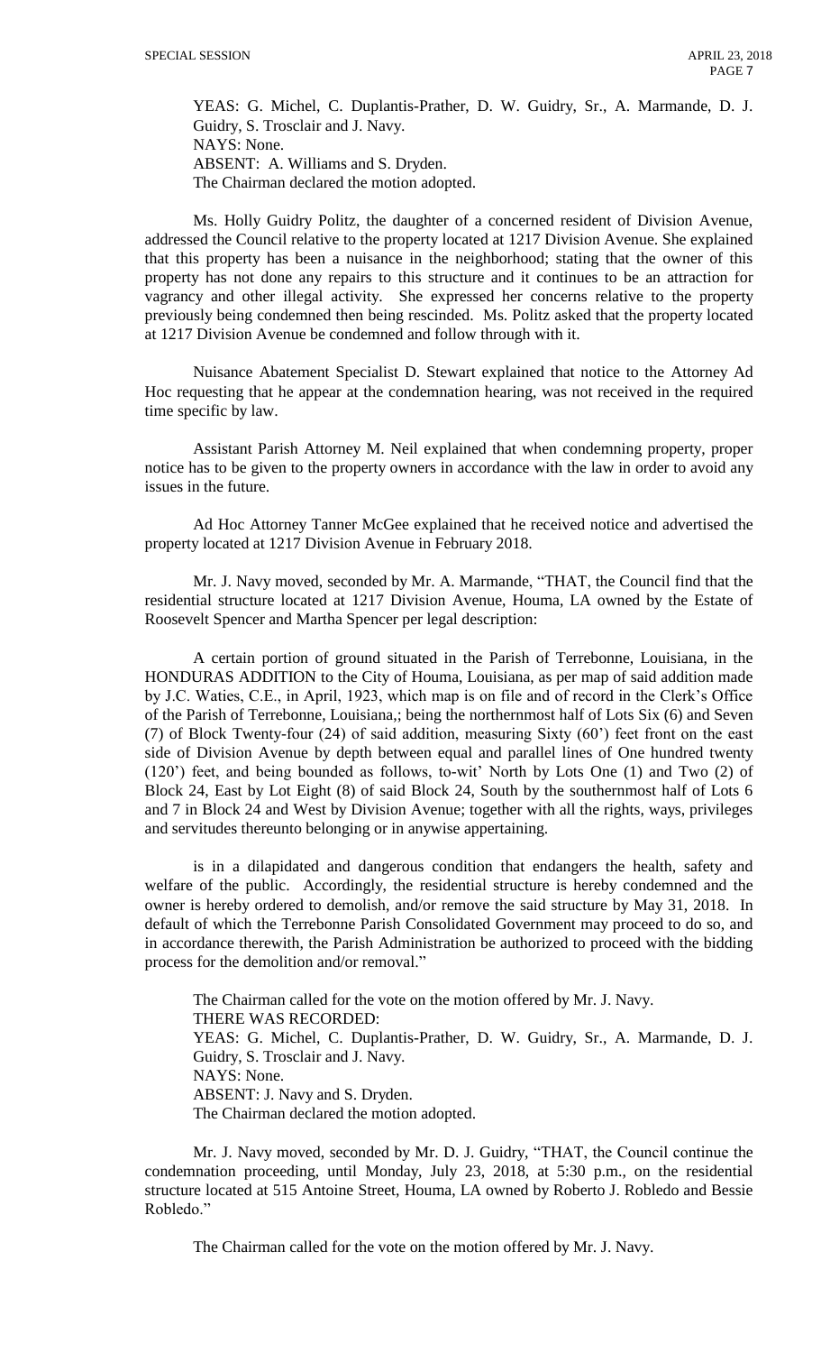YEAS: G. Michel, C. Duplantis-Prather, D. W. Guidry, Sr., A. Marmande, D. J. Guidry, S. Trosclair and J. Navy.
NAYS: None.
ABSENT: A. Williams and S. Dryden.
The Chairman declared the motion adopted.

Ms. Holly Guidry Politz, the daughter of a concerned resident of Division Avenue, addressed the Council relative to the property located at 1217 Division Avenue. She explained that this property has been a nuisance in the neighborhood; stating that the owner of this property has not done any repairs to this structure and it continues to be an attraction for vagrancy and other illegal activity. She expressed her concerns relative to the property previously being condemned then being rescinded. Ms. Politz asked that the property located at 1217 Division Avenue be condemned and follow through with it.

Nuisance Abatement Specialist D. Stewart explained that notice to the Attorney Ad Hoc requesting that he appear at the condemnation hearing, was not received in the required time specific by law.

Assistant Parish Attorney M. Neil explained that when condemning property, proper notice has to be given to the property owners in accordance with the law in order to avoid any issues in the future.

Ad Hoc Attorney Tanner McGee explained that he received notice and advertised the property located at 1217 Division Avenue in February 2018.

Mr. J. Navy moved, seconded by Mr. A. Marmande, "THAT, the Council find that the residential structure located at 1217 Division Avenue, Houma, LA owned by the Estate of Roosevelt Spencer and Martha Spencer per legal description:

A certain portion of ground situated in the Parish of Terrebonne, Louisiana, in the HONDURAS ADDITION to the City of Houma, Louisiana, as per map of said addition made by J.C. Waties, C.E., in April, 1923, which map is on file and of record in the Clerk's Office of the Parish of Terrebonne, Louisiana,; being the northernmost half of Lots Six (6) and Seven (7) of Block Twenty-four (24) of said addition, measuring Sixty (60') feet front on the east side of Division Avenue by depth between equal and parallel lines of One hundred twenty (120') feet, and being bounded as follows, to-wit' North by Lots One (1) and Two (2) of Block 24, East by Lot Eight (8) of said Block 24, South by the southernmost half of Lots 6 and 7 in Block 24 and West by Division Avenue; together with all the rights, ways, privileges and servitudes thereunto belonging or in anywise appertaining.

is in a dilapidated and dangerous condition that endangers the health, safety and welfare of the public. Accordingly, the residential structure is hereby condemned and the owner is hereby ordered to demolish, and/or remove the said structure by May 31, 2018. In default of which the Terrebonne Parish Consolidated Government may proceed to do so, and in accordance therewith, the Parish Administration be authorized to proceed with the bidding process for the demolition and/or removal."

The Chairman called for the vote on the motion offered by Mr. J. Navy.
THERE WAS RECORDED:
YEAS: G. Michel, C. Duplantis-Prather, D. W. Guidry, Sr., A. Marmande, D. J. Guidry, S. Trosclair and J. Navy.
NAYS: None.
ABSENT: J. Navy and S. Dryden.
The Chairman declared the motion adopted.

Mr. J. Navy moved, seconded by Mr. D. J. Guidry, "THAT, the Council continue the condemnation proceeding, until Monday, July 23, 2018, at 5:30 p.m., on the residential structure located at 515 Antoine Street, Houma, LA owned by Roberto J. Robledo and Bessie Robledo."

The Chairman called for the vote on the motion offered by Mr. J. Navy.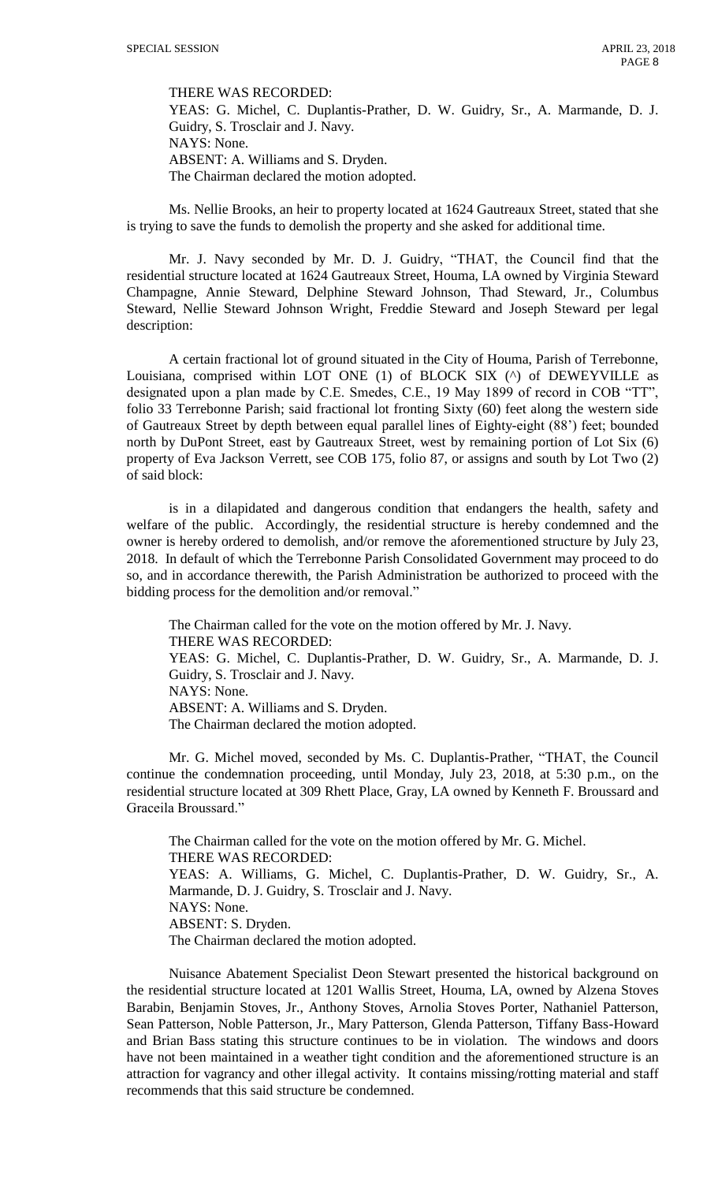THERE WAS RECORDED:
YEAS: G. Michel, C. Duplantis-Prather, D. W. Guidry, Sr., A. Marmande, D. J. Guidry, S. Trosclair and J. Navy.
NAYS: None.
ABSENT: A. Williams and S. Dryden.
The Chairman declared the motion adopted.

Ms. Nellie Brooks, an heir to property located at 1624 Gautreaux Street, stated that she is trying to save the funds to demolish the property and she asked for additional time.

Mr. J. Navy seconded by Mr. D. J. Guidry, "THAT, the Council find that the residential structure located at 1624 Gautreaux Street, Houma, LA owned by Virginia Steward Champagne, Annie Steward, Delphine Steward Johnson, Thad Steward, Jr., Columbus Steward, Nellie Steward Johnson Wright, Freddie Steward and Joseph Steward per legal description:

A certain fractional lot of ground situated in the City of Houma, Parish of Terrebonne, Louisiana, comprised within LOT ONE (1) of BLOCK SIX (^) of DEWEYVILLE as designated upon a plan made by C.E. Smedes, C.E., 19 May 1899 of record in COB "TT", folio 33 Terrebonne Parish; said fractional lot fronting Sixty (60) feet along the western side of Gautreaux Street by depth between equal parallel lines of Eighty-eight (88') feet; bounded north by DuPont Street, east by Gautreaux Street, west by remaining portion of Lot Six (6) property of Eva Jackson Verrett, see COB 175, folio 87, or assigns and south by Lot Two (2) of said block:

is in a dilapidated and dangerous condition that endangers the health, safety and welfare of the public. Accordingly, the residential structure is hereby condemned and the owner is hereby ordered to demolish, and/or remove the aforementioned structure by July 23, 2018. In default of which the Terrebonne Parish Consolidated Government may proceed to do so, and in accordance therewith, the Parish Administration be authorized to proceed with the bidding process for the demolition and/or removal."

The Chairman called for the vote on the motion offered by Mr. J. Navy.
THERE WAS RECORDED:
YEAS: G. Michel, C. Duplantis-Prather, D. W. Guidry, Sr., A. Marmande, D. J. Guidry, S. Trosclair and J. Navy.
NAYS: None.
ABSENT: A. Williams and S. Dryden.
The Chairman declared the motion adopted.

Mr. G. Michel moved, seconded by Ms. C. Duplantis-Prather, "THAT, the Council continue the condemnation proceeding, until Monday, July 23, 2018, at 5:30 p.m., on the residential structure located at 309 Rhett Place, Gray, LA owned by Kenneth F. Broussard and Graceila Broussard."

The Chairman called for the vote on the motion offered by Mr. G. Michel.
THERE WAS RECORDED:
YEAS: A. Williams, G. Michel, C. Duplantis-Prather, D. W. Guidry, Sr., A. Marmande, D. J. Guidry, S. Trosclair and J. Navy.
NAYS: None.
ABSENT: S. Dryden.
The Chairman declared the motion adopted.

Nuisance Abatement Specialist Deon Stewart presented the historical background on the residential structure located at 1201 Wallis Street, Houma, LA, owned by Alzena Stoves Barabin, Benjamin Stoves, Jr., Anthony Stoves, Arnolia Stoves Porter, Nathaniel Patterson, Sean Patterson, Noble Patterson, Jr., Mary Patterson, Glenda Patterson, Tiffany Bass-Howard and Brian Bass stating this structure continues to be in violation. The windows and doors have not been maintained in a weather tight condition and the aforementioned structure is an attraction for vagrancy and other illegal activity. It contains missing/rotting material and staff recommends that this said structure be condemned.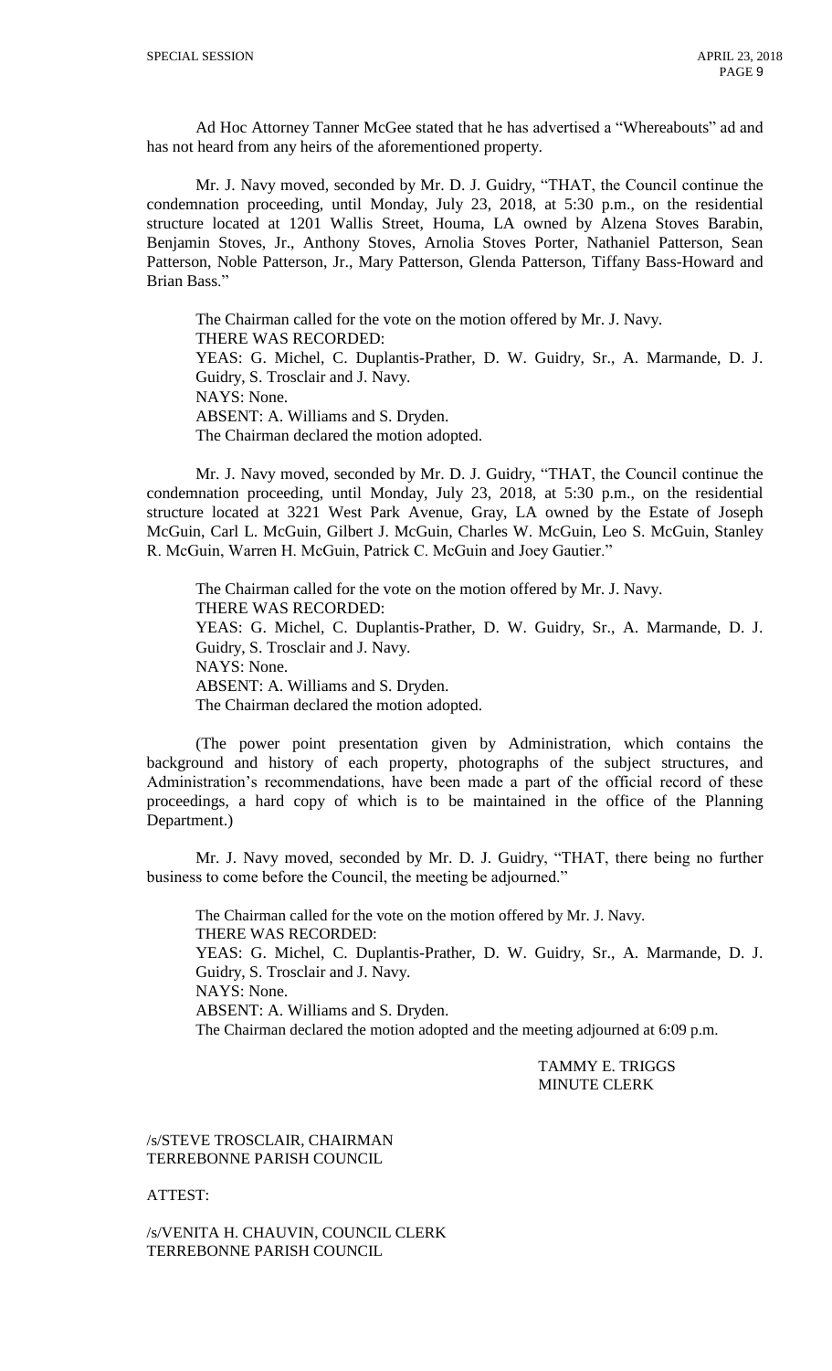Ad Hoc Attorney Tanner McGee stated that he has advertised a "Whereabouts" ad and has not heard from any heirs of the aforementioned property.

Mr. J. Navy moved, seconded by Mr. D. J. Guidry, "THAT, the Council continue the condemnation proceeding, until Monday, July 23, 2018, at 5:30 p.m., on the residential structure located at 1201 Wallis Street, Houma, LA owned by Alzena Stoves Barabin, Benjamin Stoves, Jr., Anthony Stoves, Arnolia Stoves Porter, Nathaniel Patterson, Sean Patterson, Noble Patterson, Jr., Mary Patterson, Glenda Patterson, Tiffany Bass-Howard and Brian Bass."

The Chairman called for the vote on the motion offered by Mr. J. Navy.
THERE WAS RECORDED:
YEAS: G. Michel, C. Duplantis-Prather, D. W. Guidry, Sr., A. Marmande, D. J. Guidry, S. Trosclair and J. Navy.
NAYS: None.
ABSENT: A. Williams and S. Dryden.
The Chairman declared the motion adopted.

Mr. J. Navy moved, seconded by Mr. D. J. Guidry, "THAT, the Council continue the condemnation proceeding, until Monday, July 23, 2018, at 5:30 p.m., on the residential structure located at 3221 West Park Avenue, Gray, LA owned by the Estate of Joseph McGuin, Carl L. McGuin, Gilbert J. McGuin, Charles W. McGuin, Leo S. McGuin, Stanley R. McGuin, Warren H. McGuin, Patrick C. McGuin and Joey Gautier."

The Chairman called for the vote on the motion offered by Mr. J. Navy.
THERE WAS RECORDED:
YEAS: G. Michel, C. Duplantis-Prather, D. W. Guidry, Sr., A. Marmande, D. J. Guidry, S. Trosclair and J. Navy.
NAYS: None.
ABSENT: A. Williams and S. Dryden.
The Chairman declared the motion adopted.

(The power point presentation given by Administration, which contains the background and history of each property, photographs of the subject structures, and Administration's recommendations, have been made a part of the official record of these proceedings, a hard copy of which is to be maintained in the office of the Planning Department.)

Mr. J. Navy moved, seconded by Mr. D. J. Guidry, "THAT, there being no further business to come before the Council, the meeting be adjourned."

The Chairman called for the vote on the motion offered by Mr. J. Navy.
THERE WAS RECORDED:
YEAS: G. Michel, C. Duplantis-Prather, D. W. Guidry, Sr., A. Marmande, D. J. Guidry, S. Trosclair and J. Navy.
NAYS: None.
ABSENT: A. Williams and S. Dryden.
The Chairman declared the motion adopted and the meeting adjourned at 6:09 p.m.

TAMMY E. TRIGGS
MINUTE CLERK

/s/STEVE TROSCLAIR, CHAIRMAN
TERREBONNE PARISH COUNCIL

ATTEST:

/s/VENITA H. CHAUVIN, COUNCIL CLERK
TERREBONNE PARISH COUNCIL